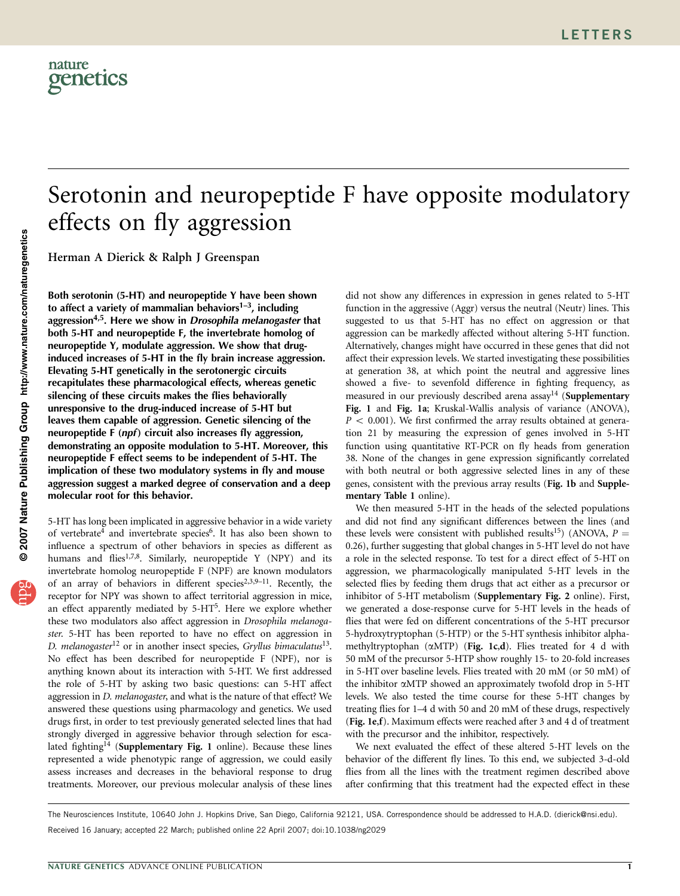# Serotonin and neuropeptide F have opposite modulatory effects on fly aggression

Herman A Dierick & Ralph J Greenspan

**Both serotonin (5-HT) and neuropeptide Y have been shown to affect a variety of mammalian behaviors[1–3], including aggression[4,5]. Here we show in *Drosophila melanogaster* that both 5-HT and neuropeptide F, the invertebrate homolog of neuropeptide Y, modulate aggression. We show that drug-induced increases of 5-HT in the fly brain increase aggression. Elevating 5-HT genetically in the serotonergic circuits recapitulates these pharmacological effects, whereas genetic silencing of these circuits makes the flies behaviorally unresponsive to the drug-induced increase of 5-HT but leaves them capable of aggression. Genetic silencing of the neuropeptide F (*npf*) circuit also increases fly aggression, demonstrating an opposite modulation to 5-HT. Moreover, this neuropeptide F effect seems to be independent of 5-HT. The implication of these two modulatory systems in fly and mouse aggression suggest a marked degree of conservation and a deep molecular root for this behavior.**

5-HT has long been implicated in aggressive behavior in a wide variety of vertebrate[4] and invertebrate species[6]. It has also been shown to influence a spectrum of other behaviors in species as different as humans and flies[1,7,8]. Similarly, neuropeptide Y (NPY) and its invertebrate homolog neuropeptide F (NPF) are known modulators of an array of behaviors in different species[2,3,9–11]. Recently, the receptor for NPY was shown to affect territorial aggression in mice, an effect apparently mediated by 5-HT[5]. Here we explore whether these two modulators also affect aggression in *Drosophila melanogaster*. 5-HT has been reported to have no effect on aggression in *D. melanogaster*[12] or in another insect species, *Gryllus bimaculatus*[13]. No effect has been described for neuropeptide F (NPF), nor is anything known about its interaction with 5-HT. We first addressed the role of 5-HT by asking two basic questions: can 5-HT affect aggression in *D. melanogaster*, and what is the nature of that effect? We answered these questions using pharmacology and genetics. We used drugs first, in order to test previously generated selected lines that had strongly diverged in aggressive behavior through selection for escalated fighting[14] (**Supplementary Fig. 1** online). Because these lines represented a wide phenotypic range of aggression, we could easily assess increases and decreases in the behavioral response to drug treatments. Moreover, our previous molecular analysis of these lines did not show any differences in expression in genes related to 5-HT function in the aggressive (Aggr) versus the neutral (Neutr) lines. This suggested to us that 5-HT has no effect on aggression or that aggression can be markedly affected without altering 5-HT function. Alternatively, changes might have occurred in these genes that did not affect their expression levels. We started investigating these possibilities at generation 38, at which point the neutral and aggressive lines showed a five- to sevenfold difference in fighting frequency, as measured in our previously described arena assay[14] (**Supplementary Fig. 1** and **Fig. 1a**; Kruskal-Wallis analysis of variance (ANOVA), $P < 0.001$). We first confirmed the array results obtained at generation 21 by measuring the expression of genes involved in 5-HT function using quantitative RT-PCR on fly heads from generation 38. None of the changes in gene expression significantly correlated with both neutral or both aggressive selected lines in any of these genes, consistent with the previous array results (**Fig. 1b** and **Supplementary Table 1** online).

We then measured 5-HT in the heads of the selected populations and did not find any significant differences between the lines (and these levels were consistent with published results[15]) (ANOVA, $P = 0.26$), further suggesting that global changes in 5-HT level do not have a role in the selected response. To test for a direct effect of 5-HT on aggression, we pharmacologically manipulated 5-HT levels in the selected flies by feeding them drugs that act either as a precursor or inhibitor of 5-HT metabolism (**Supplementary Fig. 2** online). First, we generated a dose-response curve for 5-HT levels in the heads of flies that were fed on different concentrations of the 5-HT precursor 5-hydroxytryptophan (5-HTP) or the 5-HT synthesis inhibitor alpha-methyltryptophan (αMTP) (**Fig. 1c,d**). Flies treated for 4 d with 50 mM of the precursor 5-HTP show roughly 15- to 20-fold increases in 5-HT over baseline levels. Flies treated with 20 mM (or 50 mM) of the inhibitor αMTP showed an approximately twofold drop in 5-HT levels. We also tested the time course for these 5-HT changes by treating flies for 1–4 d with 50 and 20 mM of these drugs, respectively (**Fig. 1e,f**). Maximum effects were reached after 3 and 4 d of treatment with the precursor and the inhibitor, respectively.

We next evaluated the effect of these altered 5-HT levels on the behavior of the different fly lines. To this end, we subjected 3-d-old flies from all the lines with the treatment regimen described above after confirming that this treatment had the expected effect in these

The Neurosciences Institute, 10640 John J. Hopkins Drive, San Diego, California 92121, USA. Correspondence should be addressed to H.A.D. (dierick@nsi.edu).

Received 16 January; accepted 22 March; published online 22 April 2007; doi:10.1038/ng2029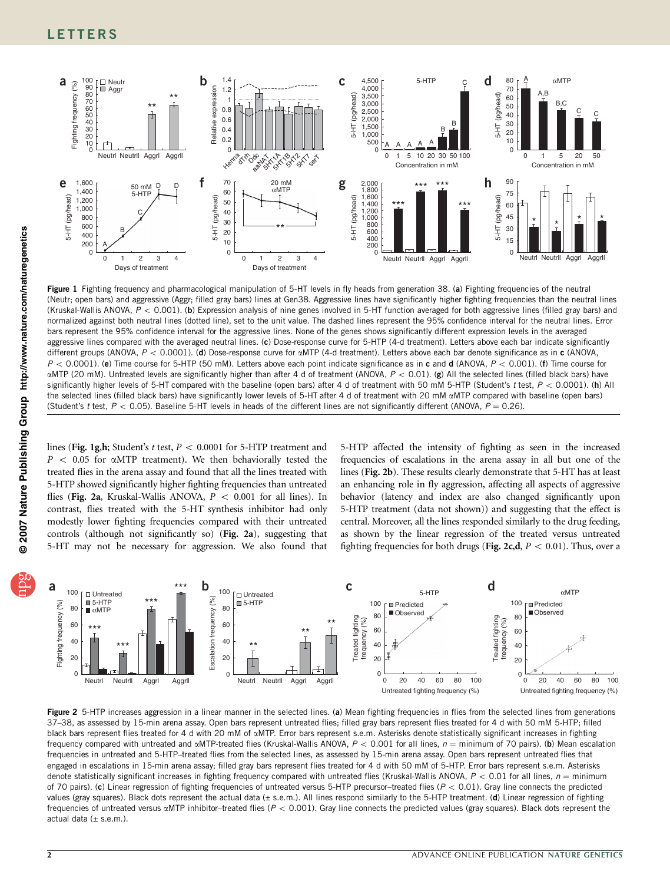Figure 1 Fighting frequency and pharmacological manipulation of 5-HT levels in fly heads from generation 38. (**a**) Fighting frequencies of the neutral (Neutr; open bars) and aggressive (Aggr; filled gray bars) lines at Gen38. Aggressive lines have significantly higher fighting frequencies than the neutral lines (Kruskal-Wallis ANOVA, $P < 0.001$). (**b**) Expression analysis of nine genes involved in 5-HT function averaged for both aggressive lines (filled gray bars) and normalized against both neutral lines (dotted line), set to the unit value. The dashed lines represent the 95% confidence interval for the neutral lines. Error bars represent the 95% confidence interval for the aggressive lines. None of the genes shows significantly different expression levels in the averaged aggressive lines compared with the averaged neutral lines. (**c**) Dose-response curve for 5-HTP (4-d treatment). Letters above each bar indicate significantly different groups (ANOVA, $P < 0.0001$). (**d**) Dose-response curve for αMTP (4-d treatment). Letters above each bar denote significance as in **c** (ANOVA, $P < 0.0001$). (**e**) Time course for 5-HTP (50 mM). Letters above each point indicate significance as in **c** and **d** (ANOVA, $P < 0.001$). (**f**) Time course for αMTP (20 mM). Untreated levels are significantly higher than after 4 d of treatment (ANOVA, $P < 0.01$). (**g**) All the selected lines (filled black bars) have significantly higher levels of 5-HT compared with the baseline (open bars) after 4 d of treatment with 50 mM 5-HTP (Student's *t* test, $P < 0.0001$). (**h**) All the selected lines (filled black bars) have significantly lower levels of 5-HT after 4 d of treatment with 20 mM αMTP compared with baseline (open bars) (Student's *t* test, $P < 0.05$). Baseline 5-HT levels in heads of the different lines are not significantly different (ANOVA, $P = 0.26$).

lines (**Fig. 1g,h**; Student's *t* test, $P < 0.0001$ for 5-HTP treatment and $P < 0.05$ for αMTP treatment). We then behaviorally tested the treated flies in the arena assay and found that all the lines treated with 5-HTP showed significantly higher fighting frequencies than untreated flies (**Fig. 2a**, Kruskal-Wallis ANOVA, $P < 0.001$ for all lines). In contrast, flies treated with the 5-HT synthesis inhibitor had only modestly lower fighting frequencies compared with their untreated controls (although not significantly so) (**Fig. 2a**), suggesting that 5-HT may not be necessary for aggression. We also found that 5-HTP affected the intensity of fighting as seen in the increased frequencies of escalations in the arena assay in all but one of the lines (**Fig. 2b**). These results clearly demonstrate that 5-HT has at least an enhancing role in fly aggression, affecting all aspects of aggressive behavior (latency and index are also changed significantly upon 5-HTP treatment (data not shown)) and suggesting that the effect is central. Moreover, all the lines responded similarly to the drug feeding, as shown by the linear regression of the treated versus untreated fighting frequencies for both drugs (**Fig. 2c,d**, $P < 0.01$). Thus, over a

Figure 2 5-HTP increases aggression in a linear manner in the selected lines. (**a**) Mean fighting frequencies in flies from the selected lines from generations 37–38, as assessed by 15-min arena assay. Open bars represent untreated flies; filled gray bars represent flies treated for 4 d with 50 mM 5-HTP; filled black bars represent flies treated for 4 d with 20 mM of αMTP. Error bars represent s.e.m. Asterisks denote statistically significant increases in fighting frequency compared with untreated and αMTP-treated flies (Kruskal-Wallis ANOVA, $P < 0.001$ for all lines, $n$ = minimum of 70 pairs). (**b**) Mean escalation frequencies in untreated and 5-HTP–treated flies from the selected lines, as assessed by 15-min arena assay. Open bars represent untreated flies that engaged in escalations in 15-min arena assay; filled gray bars represent flies treated for 4 d with 50 mM of 5-HTP. Error bars represent s.e.m. Asterisks denote statistically significant increases in fighting frequency compared with untreated flies (Kruskal-Wallis ANOVA, $P < 0.01$ for all lines, $n$ = minimum of 70 pairs). (**c**) Linear regression of fighting frequencies of untreated versus 5-HTP precursor–treated flies ($P < 0.01$). Gray line connects the predicted values (gray squares). Black dots represent the actual data (± s.e.m.). All lines respond similarly to the 5-HTP treatment. (**d**) Linear regression of fighting frequencies of untreated versus αMTP inhibitor–treated flies ($P < 0.001$). Gray line connects the predicted values (gray squares). Black dots represent the actual data (± s.e.m.).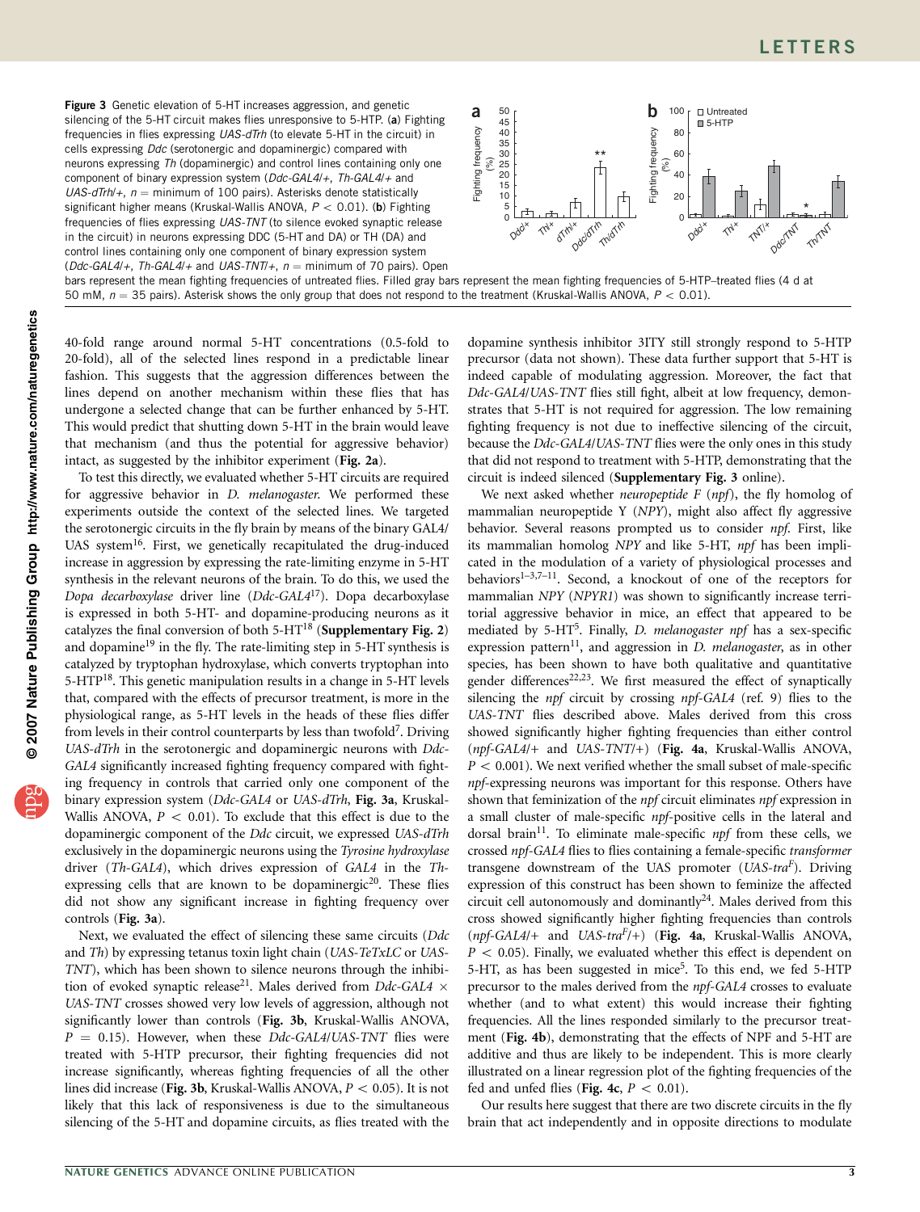**Figure 3** Genetic elevation of 5-HT increases aggression, and genetic silencing of the 5-HT circuit makes flies unresponsive to 5-HTP. (**a**) Fighting frequencies in flies expressing *UAS-dTrh* (to elevate 5-HT in the circuit) in cells expressing *Ddc* (serotonergic and dopaminergic) compared with neurons expressing *Th* (dopaminergic) and control lines containing only one component of binary expression system (*Ddc-GAL4*/+, *Th-GAL4*/+ and *UAS-dTrh*/+, $n$ = minimum of 100 pairs). Asterisks denote statistically significant higher means (Kruskal-Wallis ANOVA, $P < 0.01$). (**b**) Fighting frequencies of flies expressing *UAS-TNT* (to silence evoked synaptic release in the circuit) in neurons expressing DDC (5-HT and DA) or TH (DA) and control lines containing only one component of binary expression system (*Ddc-GAL4*/+, *Th-GAL4*/+ and *UAS-TNT*/+, $n$ = minimum of 70 pairs). Open bars represent the mean fighting frequencies of untreated flies. Filled gray bars represent the mean fighting frequencies of 5-HTP–treated flies (4 d at 50 mM, $n$ = 35 pairs). Asterisk shows the only group that does not respond to the treatment (Kruskal-Wallis ANOVA, $P < 0.01$).

40-fold range around normal 5-HT concentrations (0.5-fold to 20-fold), all of the selected lines respond in a predictable linear fashion. This suggests that the aggression differences between the lines depend on another mechanism within these flies that has undergone a selected change that can be further enhanced by 5-HT. This would predict that shutting down 5-HT in the brain would leave that mechanism (and thus the potential for aggressive behavior) intact, as suggested by the inhibitor experiment (**Fig. 2a**).

To test this directly, we evaluated whether 5-HT circuits are required for aggressive behavior in *D. melanogaster*. We performed these experiments outside the context of the selected lines. We targeted the serotonergic circuits in the fly brain by means of the binary GAL4/UAS system[16]. First, we genetically recapitulated the drug-induced increase in aggression by expressing the rate-limiting enzyme in 5-HT synthesis in the relevant neurons of the brain. To do this, we used the *Dopa decarboxylase* driver line (*Ddc-GAL4*[17]). Dopa decarboxylase is expressed in both 5-HT- and dopamine-producing neurons as it catalyzes the final conversion of both 5-HT[18] (**Supplementary Fig. 2**) and dopamine[19] in the fly. The rate-limiting step in 5-HT synthesis is catalyzed by tryptophan hydroxylase, which converts tryptophan into 5-HTP[18]. This genetic manipulation results in a change in 5-HT levels that, compared with the effects of precursor treatment, is more in the physiological range, as 5-HT levels in the heads of these flies differ from levels in their control counterparts by less than twofold[7]. Driving *UAS-dTrh* in the serotonergic and dopaminergic neurons with *Ddc-GAL4* significantly increased fighting frequency compared with fighting frequency in controls that carried only one component of the binary expression system (*Ddc-GAL4* or *UAS-dTrh*, **Fig. 3a**, Kruskal-Wallis ANOVA, $P < 0.01$). To exclude that this effect is due to the dopaminergic component of the *Ddc* circuit, we expressed *UAS-dTrh* exclusively in the dopaminergic neurons using the *Tyrosine hydroxylase* driver (*Th-GAL4*), which drives expression of *GAL4* in the *Th*-expressing cells that are known to be dopaminergic[20]. These flies did not show any significant increase in fighting frequency over controls (**Fig. 3a**).

Next, we evaluated the effect of silencing these same circuits (*Ddc* and *Th*) by expressing tetanus toxin light chain (*UAS-TeTxLC* or *UAS-TNT*), which has been shown to silence neurons through the inhibition of evoked synaptic release[21]. Males derived from *Ddc-GAL4* × *UAS-TNT* crosses showed very low levels of aggression, although not significantly lower than controls (**Fig. 3b**, Kruskal-Wallis ANOVA, $P = 0.15$). However, when these *Ddc-GAL4*/*UAS-TNT* flies were treated with 5-HTP precursor, their fighting frequencies did not increase significantly, whereas fighting frequencies of all the other lines did increase (**Fig. 3b**, Kruskal-Wallis ANOVA, $P < 0.05$). It is not likely that this lack of responsiveness is due to the simultaneous silencing of the 5-HT and dopamine circuits, as flies treated with the dopamine synthesis inhibitor 3ITY still strongly respond to 5-HTP precursor (data not shown). These data further support that 5-HT is indeed capable of modulating aggression. Moreover, the fact that *Ddc-GAL4*/*UAS-TNT* flies still fight, albeit at low frequency, demonstrates that 5-HT is not required for aggression. The low remaining fighting frequency is not due to ineffective silencing of the circuit, because the *Ddc-GAL4*/*UAS-TNT* flies were the only ones in this study that did not respond to treatment with 5-HTP, demonstrating that the circuit is indeed silenced (**Supplementary Fig. 3** online).

We next asked whether *neuropeptide F* (*npf*), the fly homolog of mammalian neuropeptide Y (*NPY*), might also affect fly aggressive behavior. Several reasons prompted us to consider *npf*. First, like its mammalian homolog *NPY* and like 5-HT, *npf* has been implicated in the modulation of a variety of physiological processes and behaviors[1–3,7–11]. Second, a knockout of one of the receptors for mammalian *NPY* (*NPYR1*) was shown to significantly increase territorial aggressive behavior in mice, an effect that appeared to be mediated by 5-HT[5]. Finally, *D. melanogaster npf* has a sex-specific expression pattern[11], and aggression in *D. melanogaster*, as in other species, has been shown to have both qualitative and quantitative gender differences[22,23]. We first measured the effect of synaptically silencing the *npf* circuit by crossing *npf-GAL4* (ref. 9) flies to the *UAS-TNT* flies described above. Males derived from this cross showed significantly higher fighting frequencies than either control (*npf-GAL4*/+ and *UAS-TNT*/+) (**Fig. 4a**, Kruskal-Wallis ANOVA, $P < 0.001$). We next verified whether the small subset of male-specific *npf*-expressing neurons was important for this response. Others have shown that feminization of the *npf* circuit eliminates *npf* expression in a small cluster of male-specific *npf*-positive cells in the lateral and dorsal brain[11]. To eliminate male-specific *npf* from these cells, we crossed *npf-GAL4* flies to flies containing a female-specific *transformer* transgene downstream of the UAS promoter (*UAS-tra$^F$*). Driving expression of this construct has been shown to feminize the affected circuit cell autonomously and dominantly[24]. Males derived from this cross showed significantly higher fighting frequencies than controls (*npf-GAL4*/+ and *UAS-tra$^F$*/+) (**Fig. 4a**, Kruskal-Wallis ANOVA, $P < 0.05$). Finally, we evaluated whether this effect is dependent on 5-HT, as has been suggested in mice[5]. To this end, we fed 5-HTP precursor to the males derived from the *npf-GAL4* crosses to evaluate whether (and to what extent) this would increase their fighting frequencies. All the lines responded similarly to the precursor treatment (**Fig. 4b**), demonstrating that the effects of NPF and 5-HT are additive and thus are likely to be independent. This is more clearly illustrated on a linear regression plot of the fighting frequencies of the fed and unfed flies (**Fig. 4c**, $P < 0.01$).

Our results here suggest that there are two discrete circuits in the fly brain that act independently and in opposite directions to modulate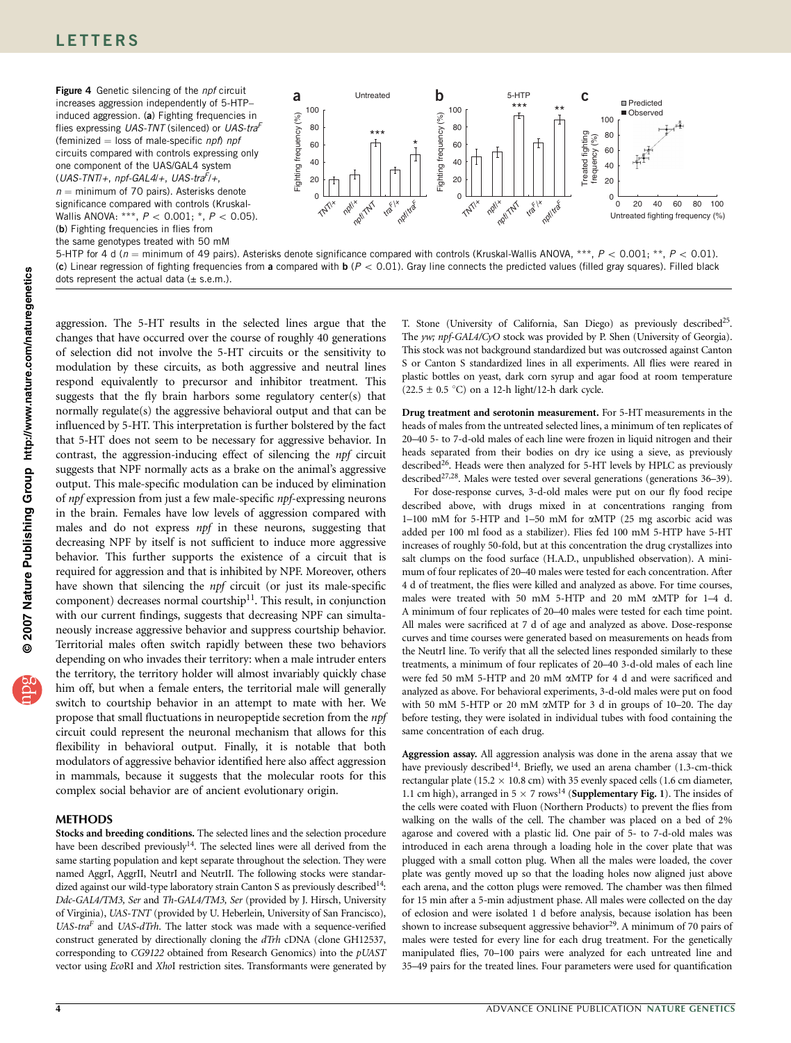**Figure 4** Genetic silencing of the *npf* circuit increases aggression independently of 5-HTP–induced aggression. (**a**) Fighting frequencies in flies expressing *UAS-TNT* (silenced) or *UAS-tra$^F$* (feminized = loss of male-specific *npf*) *npf* circuits compared with controls expressing only one component of the UAS/GAL4 system (*UAS-TNT/+*, *npf-GAL4/+*, *UAS-tra$^F$/+*, $n$ = minimum of 70 pairs). Asterisks denote significance compared with controls (Kruskal-Wallis ANOVA: ***, $P < 0.001$; *, $P < 0.05$). (**b**) Fighting frequencies in flies from the same genotypes treated with 50 mM 5-HTP for 4 d ($n$ = minimum of 49 pairs). Asterisks denote significance compared with controls (Kruskal-Wallis ANOVA, ***, $P < 0.001$; **, $P < 0.01$). (**c**) Linear regression of fighting frequencies from **a** compared with **b** ($P < 0.01$). Gray line connects the predicted values (filled gray squares). Filled black dots represent the actual data (± s.e.m.).

aggression. The 5-HT results in the selected lines argue that the changes that have occurred over the course of roughly 40 generations of selection did not involve the 5-HT circuits or the sensitivity to modulation by these circuits, as both aggressive and neutral lines respond equivalently to precursor and inhibitor treatment. This suggests that the fly brain harbors some regulatory center(s) that normally regulate(s) the aggressive behavioral output and that can be influenced by 5-HT. This interpretation is further bolstered by the fact that 5-HT does not seem to be necessary for aggressive behavior. In contrast, the aggression-inducing effect of silencing the *npf* circuit suggests that NPF normally acts as a brake on the animal's aggressive output. This male-specific modulation can be induced by elimination of *npf* expression from just a few male-specific *npf*-expressing neurons in the brain. Females have low levels of aggression compared with males and do not express *npf* in these neurons, suggesting that decreasing NPF by itself is not sufficient to induce more aggressive behavior. This further supports the existence of a circuit that is required for aggression and that is inhibited by NPF. Moreover, others have shown that silencing the *npf* circuit (or just its male-specific component) decreases normal courtship[11]. This result, in conjunction with our current findings, suggests that decreasing NPF can simultaneously increase aggressive behavior and suppress courtship behavior. Territorial males often switch rapidly between these two behaviors depending on who invades their territory: when a male intruder enters the territory, the territory holder will almost invariably quickly chase him off, but when a female enters, the territorial male will generally switch to courtship behavior in an attempt to mate with her. We propose that small fluctuations in neuropeptide secretion from the *npf* circuit could represent the neuronal mechanism that allows for this flexibility in behavioral output. Finally, it is notable that both modulators of aggressive behavior identified here also affect aggression in mammals, because it suggests that the molecular roots for this complex social behavior are of ancient evolutionary origin.

## METHODS

**Stocks and breeding conditions.** The selected lines and the selection procedure have been described previously[14]. The selected lines were all derived from the same starting population and kept separate throughout the selection. They were named AggrI, AggrII, NeutrI and NeutrII. The following stocks were standardized against our wild-type laboratory strain Canton S as previously described[14]: *Ddc-GAL4/TM3, Ser* and *Th-GAL4/TM3, Ser* (provided by J. Hirsch, University of Virginia), *UAS-TNT* (provided by U. Heberlein, University of San Francisco), *UAS-tra$^F$* and *UAS-dTrh*. The latter stock was made with a sequence-verified construct generated by directionally cloning the *dTrh* cDNA (clone GH12537, corresponding to *CG9122* obtained from Research Genomics) into the *pUAST* vector using *Eco*RI and *Xho*I restriction sites. Transformants were generated by T. Stone (University of California, San Diego) as previously described[25]. The *yw; npf-GAL4/CyO* stock was provided by P. Shen (University of Georgia). This stock was not background standardized but was outcrossed against Canton S or Canton S standardized lines in all experiments. All flies were reared in plastic bottles on yeast, dark corn syrup and agar food at room temperature (22.5 ± 0.5 °C) on a 12-h light/12-h dark cycle.

**Drug treatment and serotonin measurement.** For 5-HT measurements in the heads of males from the untreated selected lines, a minimum of ten replicates of 20–40 5- to 7-d-old males of each line were frozen in liquid nitrogen and their heads separated from their bodies on dry ice using a sieve, as previously described[26]. Heads were then analyzed for 5-HT levels by HPLC as previously described[27,28]. Males were tested over several generations (generations 36–39).

For dose-response curves, 3-d-old males were put on our fly food recipe described above, with drugs mixed in at concentrations ranging from 1–100 mM for 5-HTP and 1–50 mM for αMTP (25 mg ascorbic acid was added per 100 ml food as a stabilizer). Flies fed 100 mM 5-HTP have 5-HT increases of roughly 50-fold, but at this concentration the drug crystallizes into salt clumps on the food surface (H.A.D., unpublished observation). A minimum of four replicates of 20–40 males were tested for each concentration. After 4 d of treatment, the flies were killed and analyzed as above. For time courses, males were treated with 50 mM 5-HTP and 20 mM αMTP for 1–4 d. A minimum of four replicates of 20–40 males were tested for each time point. All males were sacrificed at 7 d of age and analyzed as above. Dose-response curves and time courses were generated based on measurements on heads from the NeutrI line. To verify that all the selected lines responded similarly to these treatments, a minimum of four replicates of 20–40 3-d-old males of each line were fed 50 mM 5-HTP and 20 mM αMTP for 4 d and were sacrificed and analyzed as above. For behavioral experiments, 3-d-old males were put on food with 50 mM 5-HTP or 20 mM αMTP for 3 d in groups of 10–20. The day before testing, they were isolated in individual tubes with food containing the same concentration of each drug.

**Aggression assay.** All aggression analysis was done in the arena assay that we have previously described[14]. Briefly, we used an arena chamber (1.3-cm-thick rectangular plate (15.2 × 10.8 cm) with 35 evenly spaced cells (1.6 cm diameter, 1.1 cm high), arranged in 5 × 7 rows[14] (**Supplementary Fig. 1**). The insides of the cells were coated with Fluon (Northern Products) to prevent the flies from walking on the walls of the cell. The chamber was placed on a bed of 2% agarose and covered with a plastic lid. One pair of 5- to 7-d-old males was introduced in each arena through a loading hole in the cover plate that was plugged with a small cotton plug. When all the males were loaded, the cover plate was gently moved up so that the loading holes now aligned just above each arena, and the cotton plugs were removed. The chamber was then filmed for 15 min after a 5-min adjustment phase. All males were collected on the day of eclosion and were isolated 1 d before analysis, because isolation has been shown to increase subsequent aggressive behavior[29]. A minimum of 70 pairs of males were tested for every line for each drug treatment. For the genetically manipulated flies, 70–100 pairs were analyzed for each untreated line and 35–49 pairs for the treated lines. Four parameters were used for quantification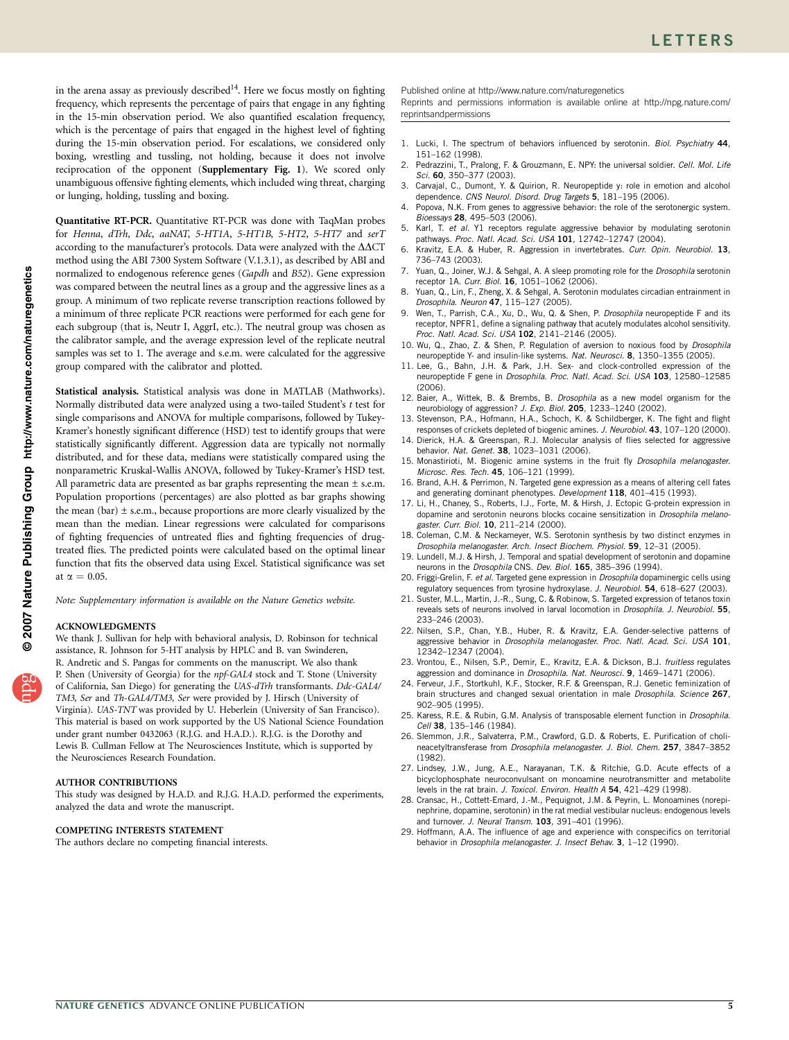in the arena assay as previously described[14]. Here we focus mostly on fighting frequency, which represents the percentage of pairs that engage in any fighting in the 15-min observation period. We also quantified escalation frequency, which is the percentage of pairs that engaged in the highest level of fighting during the 15-min observation period. For escalations, we considered only boxing, wrestling and tussling, not holding, because it does not involve reciprocation of the opponent (**Supplementary Fig. 1**). We scored only unambiguous offensive fighting elements, which included wing threat, charging or lunging, holding, tussling and boxing.

**Quantitative RT-PCR.** Quantitative RT-PCR was done with TaqMan probes for *Henna*, *dTrh*, *Ddc*, *aaNAT*, *5-HT1A*, *5-HT1B*, *5-HT2*, *5-HT7* and *serT* according to the manufacturer's protocols. Data were analyzed with the ΔΔCT method using the ABI 7300 System Software (V.1.3.1), as described by ABI and normalized to endogenous reference genes (*Gapdh* and *B52*). Gene expression was compared between the neutral lines as a group and the aggressive lines as a group. A minimum of two replicate reverse transcription reactions followed by a minimum of three replicate PCR reactions were performed for each gene for each subgroup (that is, Neutr I, AggrI, etc.). The neutral group was chosen as the calibrator sample, and the average expression level of the replicate neutral samples was set to 1. The average and s.e.m. were calculated for the aggressive group compared with the calibrator and plotted.

**Statistical analysis.** Statistical analysis was done in MATLAB (Mathworks). Normally distributed data were analyzed using a two-tailed Student's *t* test for single comparisons and ANOVA for multiple comparisons, followed by Tukey-Kramer's honestly significant difference (HSD) test to identify groups that were statistically significantly different. Aggression data are typically not normally distributed, and for these data, medians were statistically compared using the nonparametric Kruskal-Wallis ANOVA, followed by Tukey-Kramer's HSD test. All parametric data are presented as bar graphs representing the mean ± s.e.m. Population proportions (percentages) are also plotted as bar graphs showing the mean (bar) ± s.e.m., because proportions are more clearly visualized by the mean than the median. Linear regressions were calculated for comparisons of fighting frequencies of untreated flies and fighting frequencies of drug-treated flies. The predicted points were calculated based on the optimal linear function that fits the observed data using Excel. Statistical significance was set at $\alpha = 0.05$.

*Note: Supplementary information is available on the Nature Genetics website.*

### ACKNOWLEDGMENTS

We thank J. Sullivan for help with behavioral analysis, D. Robinson for technical assistance, R. Johnson for 5-HT analysis by HPLC and B. van Swinderen, R. Andretic and S. Pangas for comments on the manuscript. We also thank P. Shen (University of Georgia) for the *npf-GAL4* stock and T. Stone (University of California, San Diego) for generating the *UAS-dTrh* transformants. *Ddc-GAL4/TM3, Ser* and *Th-GAL4/TM3, Ser* were provided by J. Hirsch (University of Virginia). *UAS-TNT* was provided by U. Heberlein (University of San Francisco). This material is based on work supported by the US National Science Foundation under grant number 0432063 (R.J.G. and H.A.D.). R.J.G. is the Dorothy and Lewis B. Cullman Fellow at The Neurosciences Institute, which is supported by the Neurosciences Research Foundation.

### AUTHOR CONTRIBUTIONS

This study was designed by H.A.D. and R.J.G. H.A.D. performed the experiments, analyzed the data and wrote the manuscript.

### COMPETING INTERESTS STATEMENT

The authors declare no competing financial interests.

Published online at http://www.nature.com/naturegenetics
Reprints and permissions information is available online at http://npg.nature.com/reprintsandpermissions

1. Lucki, I. The spectrum of behaviors influenced by serotonin. *Biol. Psychiatry* **44**, 151–162 (1998).
2. Pedrazzini, T., Pralong, F. & Grouzmann, E. NPY: the universal soldier. *Cell. Mol. Life Sci.* **60**, 350–377 (2003).
3. Carvajal, C., Dumont, Y. & Quirion, R. Neuropeptide y: role in emotion and alcohol dependence. *CNS Neurol. Disord. Drug Targets* **5**, 181–195 (2006).
4. Popova, N.K. From genes to aggressive behavior: the role of the serotonergic system. *Bioessays* **28**, 495–503 (2006).
5. Karl, T. *et al.* Y1 receptors regulate aggressive behavior by modulating serotonin pathways. *Proc. Natl. Acad. Sci. USA* **101**, 12742–12747 (2004).
6. Kravitz, E.A. & Huber, R. Aggression in invertebrates. *Curr. Opin. Neurobiol.* **13**, 736–743 (2003).
7. Yuan, Q., Joiner, W.J. & Sehgal, A. A sleep promoting role for the *Drosophila* serotonin receptor 1A. *Curr. Biol.* **16**, 1051–1062 (2006).
8. Yuan, Q., Lin, F., Zheng, X. & Sehgal, A. Serotonin modulates circadian entrainment in *Drosophila*. *Neuron* **47**, 115–127 (2005).
9. Wen, T., Parrish, C.A., Xu, D., Wu, Q. & Shen, P. *Drosophila* neuropeptide F and its receptor, NPFR1, define a signaling pathway that acutely modulates alcohol sensitivity. *Proc. Natl. Acad. Sci. USA* **102**, 2141–2146 (2005).
10. Wu, Q., Zhao, Z. & Shen, P. Regulation of aversion to noxious food by *Drosophila* neuropeptide Y- and insulin-like systems. *Nat. Neurosci.* **8**, 1350–1355 (2005).
11. Lee, G., Bahn, J.H. & Park, J.H. Sex- and clock-controlled expression of the neuropeptide F gene in *Drosophila*. *Proc. Natl. Acad. Sci. USA* **103**, 12580–12585 (2006).
12. Baier, A., Wittek, B. & Brembs, B. *Drosophila* as a new model organism for the neurobiology of aggression? *J. Exp. Biol.* **205**, 1233–1240 (2002).
13. Stevenson, P.A., Hofmann, H.A., Schoch, K. & Schildberger, K. The fight and flight responses of crickets depleted of biogenic amines. *J. Neurobiol.* **43**, 107–120 (2000).
14. Dierick, H.A. & Greenspan, R.J. Molecular analysis of flies selected for aggressive behavior. *Nat. Genet.* **38**, 1023–1031 (2006).
15. Monastirioti, M. Biogenic amine systems in the fruit fly *Drosophila melanogaster*. *Microsc. Res. Tech.* **45**, 106–121 (1999).
16. Brand, A.H. & Perrimon, N. Targeted gene expression as a means of altering cell fates and generating dominant phenotypes. *Development* **118**, 401–415 (1993).
17. Li, H., Chaney, S., Roberts, I.J., Forte, M. & Hirsh, J. Ectopic G-protein expression in dopamine and serotonin neurons blocks cocaine sensitization in *Drosophila melanogaster*. *Curr. Biol.* **10**, 211–214 (2000).
18. Coleman, C.M. & Neckameyer, W.S. Serotonin synthesis by two distinct enzymes in *Drosophila melanogaster*. *Arch. Insect Biochem. Physiol.* **59**, 12–31 (2005).
19. Lundell, M.J. & Hirsh, J. Temporal and spatial development of serotonin and dopamine neurons in the *Drosophila* CNS. *Dev. Biol.* **165**, 385–396 (1994).
20. Friggi-Grelin, F. *et al.* Targeted gene expression in *Drosophila* dopaminergic cells using regulatory sequences from tyrosine hydroxylase. *J. Neurobiol.* **54**, 618–627 (2003).
21. Suster, M.L., Martin, J.-R., Sung, C. & Robinow, S. Targeted expression of tetanos toxin reveals sets of neurons involved in larval locomotion in *Drosophila*. *J. Neurobiol.* **55**, 233–246 (2003).
22. Nilsen, S.P., Chan, Y.B., Huber, R. & Kravitz, E.A. Gender-selective patterns of aggressive behavior in *Drosophila melanogaster*. *Proc. Natl. Acad. Sci. USA* **101**, 12342–12347 (2004).
23. Vrontou, E., Nilsen, S.P., Demir, E., Kravitz, E.A. & Dickson, B.J. *fruitless* regulates aggression and dominance in *Drosophila*. *Nat. Neurosci.* **9**, 1469–1471 (2006).
24. Ferveur, J.F., Stortkuhl, K.F., Stocker, R.F. & Greenspan, R.J. Genetic feminization of brain structures and changed sexual orientation in male *Drosophila*. *Science* **267**, 902–905 (1995).
25. Karess, R.E. & Rubin, G.M. Analysis of transposable element function in *Drosophila*. *Cell* **38**, 135–146 (1984).
26. Slemmon, J.R., Salvaterra, P.M., Crawford, G.D. & Roberts, E. Purification of choline­acetyltransferase from *Drosophila melanogaster*. *J. Biol. Chem.* **257**, 3847–3852 (1982).
27. Lindsey, J.W., Jung, A.E., Narayanan, T.K. & Ritchie, G.D. Acute effects of a bicyclophosphate neuroconvulsant on monoamine neurotransmitter and metabolite levels in the rat brain. *J. Toxicol. Environ. Health A* **54**, 421–429 (1998).
28. Cransac, H., Cottett-Emard, J.-M., Pequignot, J.M. & Peyrin, L. Monoamines (norepinephrine, dopamine, serotonin) in the rat medial vestibular nucleus: endogenous levels and turnover. *J. Neural Transm.* **103**, 391–401 (1996).
29. Hoffmann, A.A. The influence of age and experience with conspecifics on territorial behavior in *Drosophila melanogaster*. *J. Insect Behav.* **3**, 1–12 (1990).